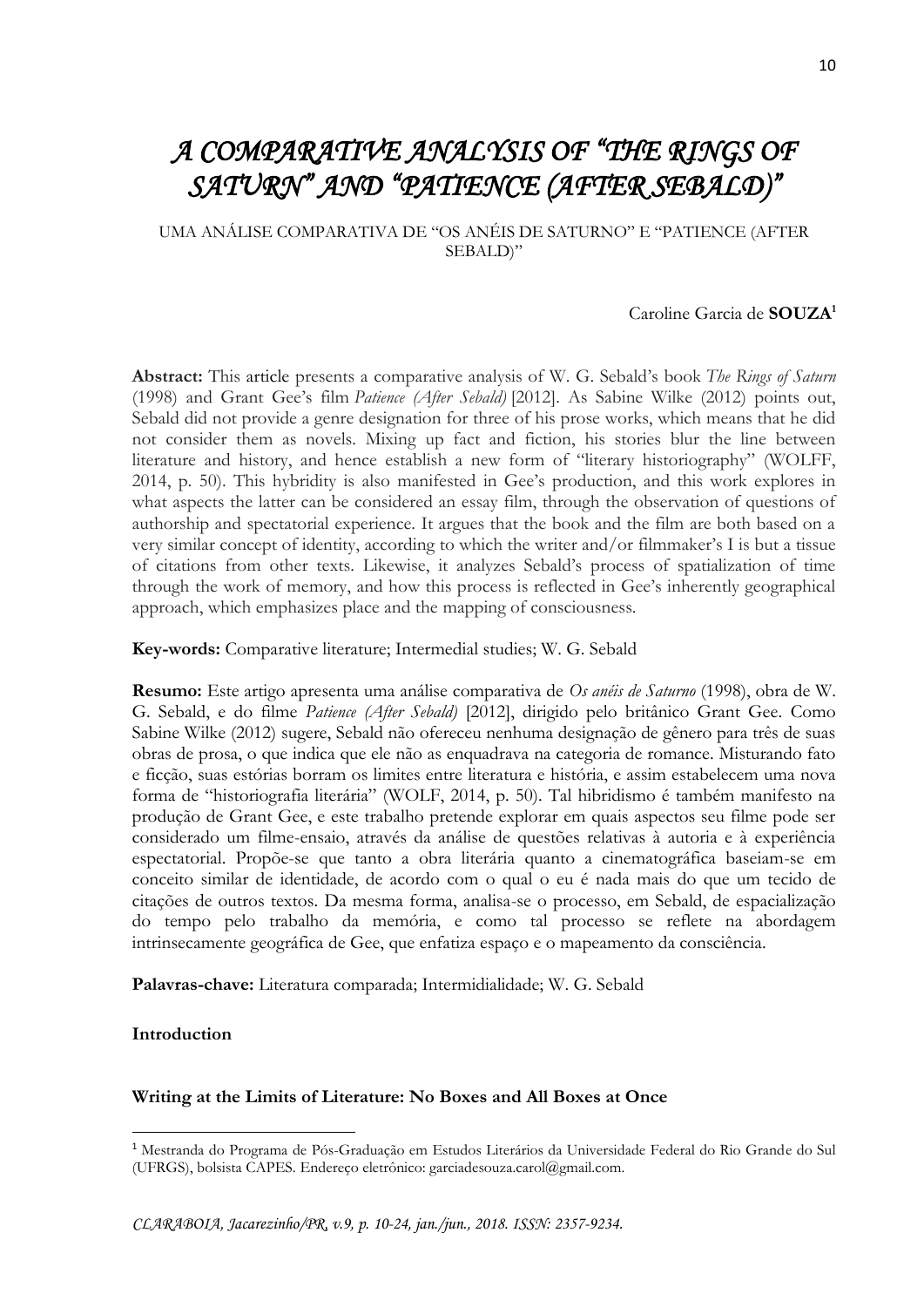# *A COMPARATIVE ANALYSIS OF "THE RINGS OF SATURN" AND "PATIENCE (AFTER SEBALD)"*

UMA ANÁLISE COMPARATIVA DE "OS ANÉIS DE SATURNO" E "PATIENCE (AFTER SEBALD)"

Caroline Garcia de **SOUZA**[1]

**Abstract:** This article presents a comparative analysis of W. G. Sebald's book *The Rings of Saturn* (1998) and Grant Gee's film *Patience (After Sebald)* [2012]. As Sabine Wilke (2012) points out, Sebald did not provide a genre designation for three of his prose works, which means that he did not consider them as novels. Mixing up fact and fiction, his stories blur the line between literature and history, and hence establish a new form of "literary historiography" (WOLFF, 2014, p. 50). This hybridity is also manifested in Gee's production, and this work explores in what aspects the latter can be considered an essay film, through the observation of questions of authorship and spectatorial experience. It argues that the book and the film are both based on a very similar concept of identity, according to which the writer and/or filmmaker's I is but a tissue of citations from other texts. Likewise, it analyzes Sebald's process of spatialization of time through the work of memory, and how this process is reflected in Gee's inherently geographical approach, which emphasizes place and the mapping of consciousness.

**Key-words:** Comparative literature; Intermedial studies; W. G. Sebald

**Resumo:** Este artigo apresenta uma análise comparativa de *Os anéis de Saturno* (1998), obra de W. G. Sebald, e do filme *Patience (After Sebald)* [2012], dirigido pelo britânico Grant Gee. Como Sabine Wilke (2012) sugere, Sebald não ofereceu nenhuma designação de gênero para três de suas obras de prosa, o que indica que ele não as enquadrava na categoria de romance. Misturando fato e ficção, suas estórias borram os limites entre literatura e história, e assim estabelecem uma nova forma de "historiografia literária" (WOLF, 2014, p. 50). Tal hibridismo é também manifesto na produção de Grant Gee, e este trabalho pretende explorar em quais aspectos seu filme pode ser considerado um filme-ensaio, através da análise de questões relativas à autoria e à experiência espectatorial. Propõe-se que tanto a obra literária quanto a cinematográfica baseiam-se em conceito similar de identidade, de acordo com o qual o eu é nada mais do que um tecido de citações de outros textos. Da mesma forma, analisa-se o processo, em Sebald, de espacialização do tempo pelo trabalho da memória, e como tal processo se reflete na abordagem intrinsecamente geográfica de Gee, que enfatiza espaço e o mapeamento da consciência.

**Palavras-chave:** Literatura comparada; Intermidialidade; W. G. Sebald

## Introduction

### Writing at the Limits of Literature: No Boxes and All Boxes at Once

[1] Mestranda do Programa de Pós-Graduação em Estudos Literários da Universidade Federal do Rio Grande do Sul (UFRGS), bolsista CAPES. Endereço eletrônico: garciadesouza.carol@gmail.com.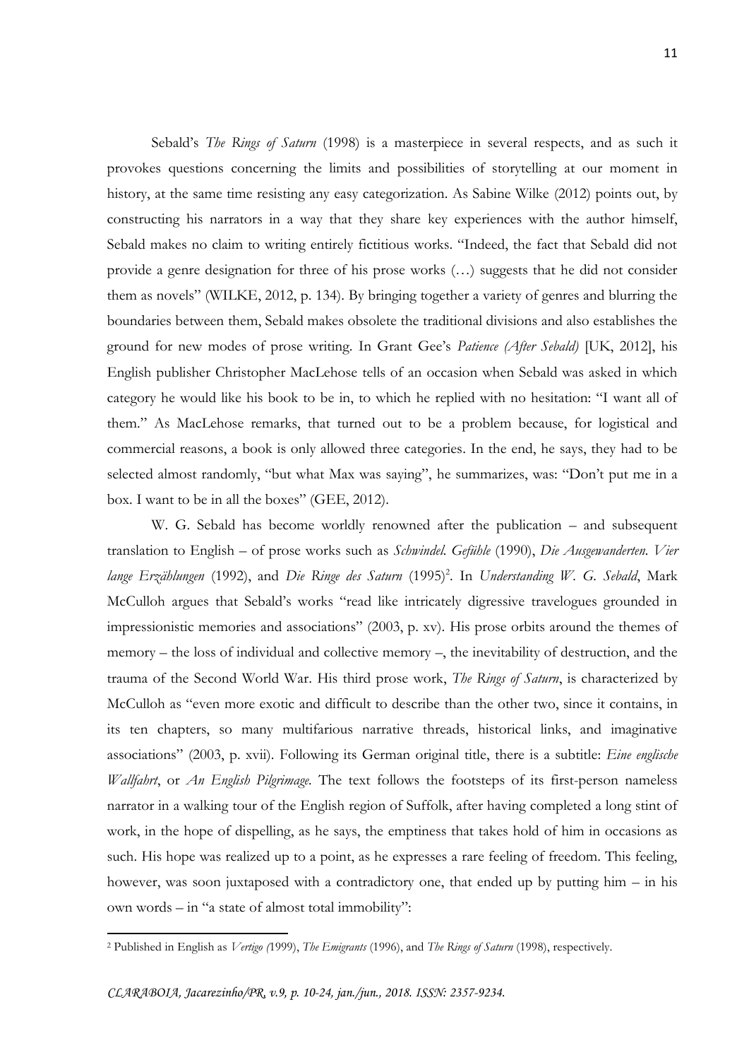Sebald's *The Rings of Saturn* (1998) is a masterpiece in several respects, and as such it provokes questions concerning the limits and possibilities of storytelling at our moment in history, at the same time resisting any easy categorization. As Sabine Wilke (2012) points out, by constructing his narrators in a way that they share key experiences with the author himself, Sebald makes no claim to writing entirely fictitious works. "Indeed, the fact that Sebald did not provide a genre designation for three of his prose works (…) suggests that he did not consider them as novels" (WILKE, 2012, p. 134). By bringing together a variety of genres and blurring the boundaries between them, Sebald makes obsolete the traditional divisions and also establishes the ground for new modes of prose writing. In Grant Gee's *Patience (After Sebald)* [UK, 2012], his English publisher Christopher MacLehose tells of an occasion when Sebald was asked in which category he would like his book to be in, to which he replied with no hesitation: "I want all of them." As MacLehose remarks, that turned out to be a problem because, for logistical and commercial reasons, a book is only allowed three categories. In the end, he says, they had to be selected almost randomly, "but what Max was saying", he summarizes, was: "Don't put me in a box. I want to be in all the boxes" (GEE, 2012).

W. G. Sebald has become worldly renowned after the publication – and subsequent translation to English – of prose works such as *Schwindel. Gefühle* (1990), *Die Ausgewanderten. Vier lange Erzählungen* (1992), and *Die Ringe des Saturn* (1995)[2]. In *Understanding W. G. Sebald*, Mark McCulloh argues that Sebald's works "read like intricately digressive travelogues grounded in impressionistic memories and associations" (2003, p. xv). His prose orbits around the themes of memory – the loss of individual and collective memory –, the inevitability of destruction, and the trauma of the Second World War. His third prose work, *The Rings of Saturn*, is characterized by McCulloh as "even more exotic and difficult to describe than the other two, since it contains, in its ten chapters, so many multifarious narrative threads, historical links, and imaginative associations" (2003, p. xvii). Following its German original title, there is a subtitle: *Eine englische Wallfahrt*, or *An English Pilgrimage*. The text follows the footsteps of its first-person nameless narrator in a walking tour of the English region of Suffolk, after having completed a long stint of work, in the hope of dispelling, as he says, the emptiness that takes hold of him in occasions as such. His hope was realized up to a point, as he expresses a rare feeling of freedom. This feeling, however, was soon juxtaposed with a contradictory one, that ended up by putting him – in his own words – in "a state of almost total immobility":

---

[2] Published in English as *Vertigo (*1999), *The Emigrants* (1996), and *The Rings of Saturn* (1998), respectively.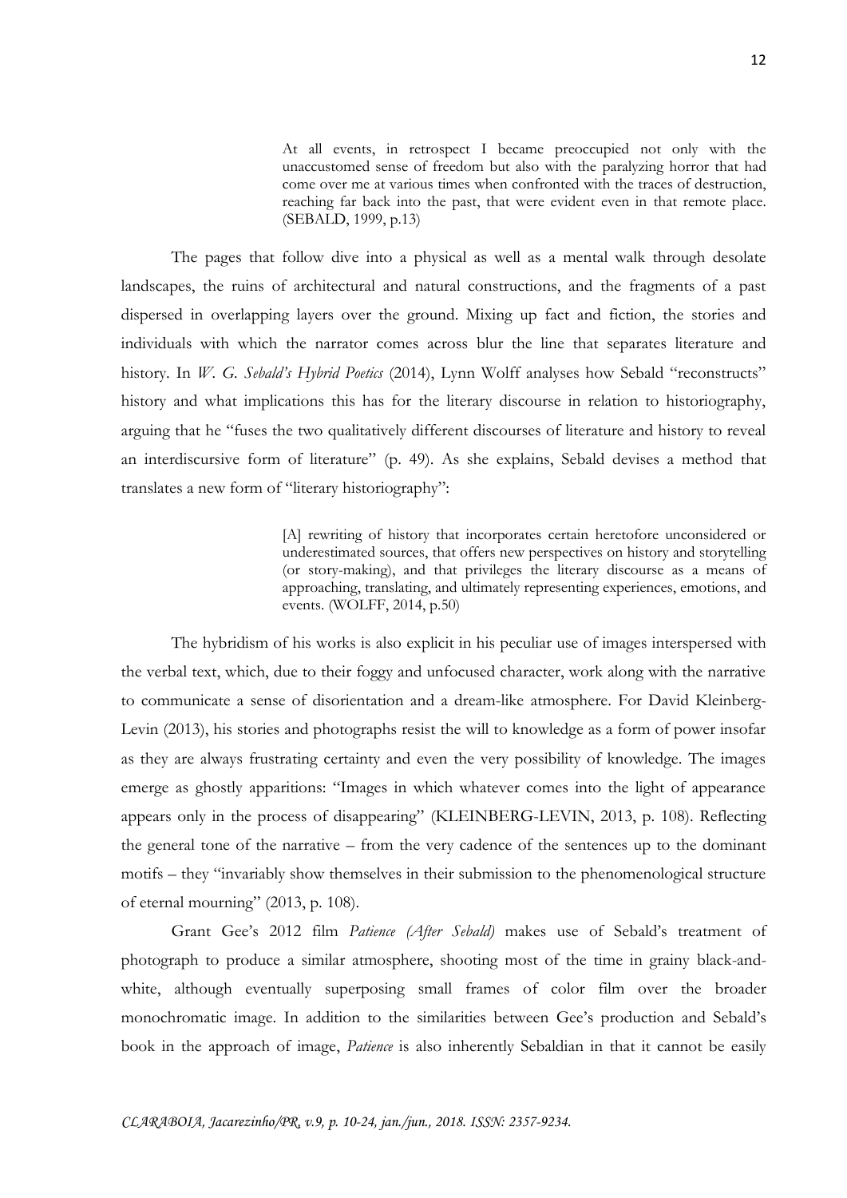> At all events, in retrospect I became preoccupied not only with the unaccustomed sense of freedom but also with the paralyzing horror that had come over me at various times when confronted with the traces of destruction, reaching far back into the past, that were evident even in that remote place. (SEBALD, 1999, p.13)

The pages that follow dive into a physical as well as a mental walk through desolate landscapes, the ruins of architectural and natural constructions, and the fragments of a past dispersed in overlapping layers over the ground. Mixing up fact and fiction, the stories and individuals with which the narrator comes across blur the line that separates literature and history. In *W. G. Sebald's Hybrid Poetics* (2014), Lynn Wolff analyses how Sebald "reconstructs" history and what implications this has for the literary discourse in relation to historiography, arguing that he "fuses the two qualitatively different discourses of literature and history to reveal an interdiscursive form of literature" (p. 49). As she explains, Sebald devises a method that translates a new form of "literary historiography":

> [A] rewriting of history that incorporates certain heretofore unconsidered or underestimated sources, that offers new perspectives on history and storytelling (or story-making), and that privileges the literary discourse as a means of approaching, translating, and ultimately representing experiences, emotions, and events. (WOLFF, 2014, p.50)

The hybridism of his works is also explicit in his peculiar use of images interspersed with the verbal text, which, due to their foggy and unfocused character, work along with the narrative to communicate a sense of disorientation and a dream-like atmosphere. For David Kleinberg-Levin (2013), his stories and photographs resist the will to knowledge as a form of power insofar as they are always frustrating certainty and even the very possibility of knowledge. The images emerge as ghostly apparitions: "Images in which whatever comes into the light of appearance appears only in the process of disappearing" (KLEINBERG-LEVIN, 2013, p. 108). Reflecting the general tone of the narrative – from the very cadence of the sentences up to the dominant motifs – they "invariably show themselves in their submission to the phenomenological structure of eternal mourning" (2013, p. 108).

Grant Gee's 2012 film *Patience (After Sebald)* makes use of Sebald's treatment of photograph to produce a similar atmosphere, shooting most of the time in grainy black-and-white, although eventually superposing small frames of color film over the broader monochromatic image. In addition to the similarities between Gee's production and Sebald's book in the approach of image, *Patience* is also inherently Sebaldian in that it cannot be easily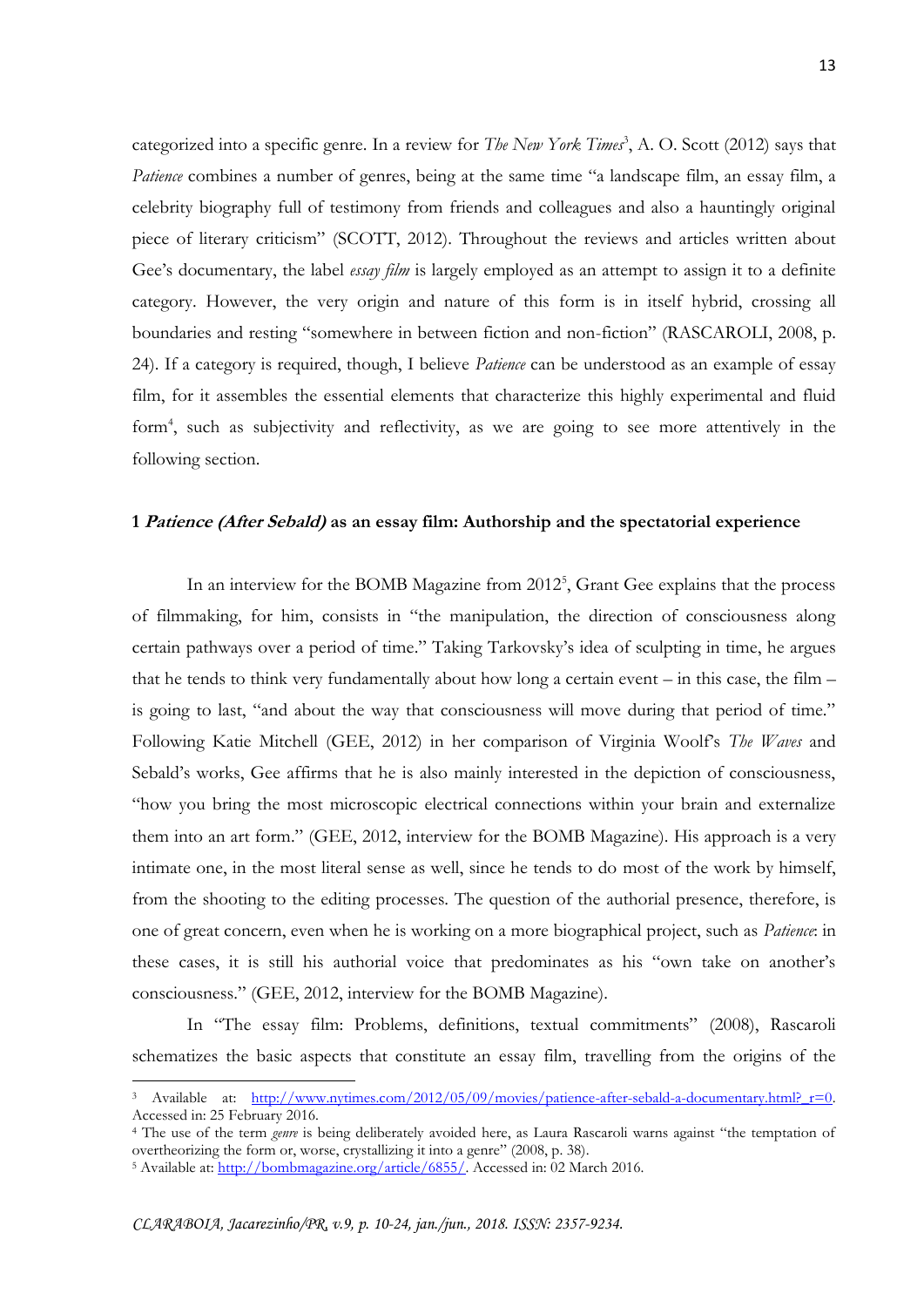categorized into a specific genre. In a review for *The New York Times*[3], A. O. Scott (2012) says that *Patience* combines a number of genres, being at the same time "a landscape film, an essay film, a celebrity biography full of testimony from friends and colleagues and also a hauntingly original piece of literary criticism" (SCOTT, 2012). Throughout the reviews and articles written about Gee's documentary, the label *essay film* is largely employed as an attempt to assign it to a definite category. However, the very origin and nature of this form is in itself hybrid, crossing all boundaries and resting "somewhere in between fiction and non-fiction" (RASCAROLI, 2008, p. 24). If a category is required, though, I believe *Patience* can be understood as an example of essay film, for it assembles the essential elements that characterize this highly experimental and fluid form[4], such as subjectivity and reflectivity, as we are going to see more attentively in the following section.

## 1 *Patience (After Sebald)* as an essay film: Authorship and the spectatorial experience

In an interview for the BOMB Magazine from 2012[5], Grant Gee explains that the process of filmmaking, for him, consists in "the manipulation, the direction of consciousness along certain pathways over a period of time." Taking Tarkovsky's idea of sculpting in time, he argues that he tends to think very fundamentally about how long a certain event – in this case, the film – is going to last, "and about the way that consciousness will move during that period of time." Following Katie Mitchell (GEE, 2012) in her comparison of Virginia Woolf's *The Waves* and Sebald's works, Gee affirms that he is also mainly interested in the depiction of consciousness, "how you bring the most microscopic electrical connections within your brain and externalize them into an art form." (GEE, 2012, interview for the BOMB Magazine). His approach is a very intimate one, in the most literal sense as well, since he tends to do most of the work by himself, from the shooting to the editing processes. The question of the authorial presence, therefore, is one of great concern, even when he is working on a more biographical project, such as *Patience*: in these cases, it is still his authorial voice that predominates as his "own take on another's consciousness." (GEE, 2012, interview for the BOMB Magazine).

In "The essay film: Problems, definitions, textual commitments" (2008), Rascaroli schematizes the basic aspects that constitute an essay film, travelling from the origins of the

---

[3] Available at: http://www.nytimes.com/2012/05/09/movies/patience-after-sebald-a-documentary.html?_r=0. Accessed in: 25 February 2016.

[4] The use of the term *genre* is being deliberately avoided here, as Laura Rascaroli warns against "the temptation of overtheorizing the form or, worse, crystallizing it into a genre" (2008, p. 38).

[5] Available at: http://bombmagazine.org/article/6855/. Accessed in: 02 March 2016.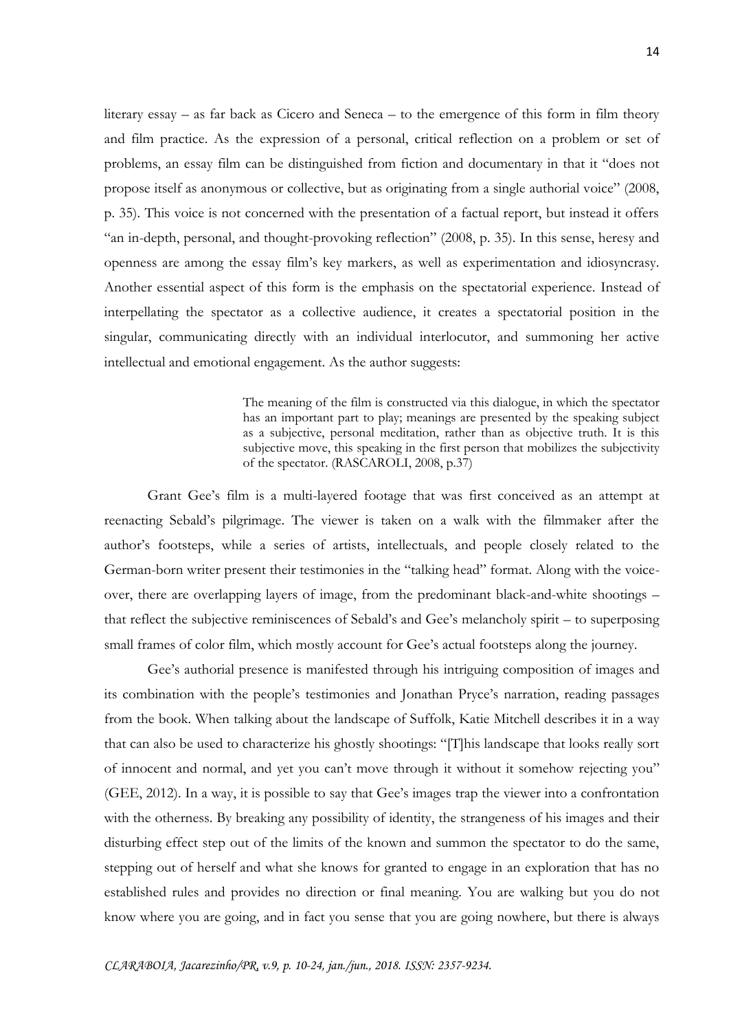literary essay – as far back as Cicero and Seneca – to the emergence of this form in film theory and film practice. As the expression of a personal, critical reflection on a problem or set of problems, an essay film can be distinguished from fiction and documentary in that it "does not propose itself as anonymous or collective, but as originating from a single authorial voice" (2008, p. 35). This voice is not concerned with the presentation of a factual report, but instead it offers "an in-depth, personal, and thought-provoking reflection" (2008, p. 35). In this sense, heresy and openness are among the essay film's key markers, as well as experimentation and idiosyncrasy. Another essential aspect of this form is the emphasis on the spectatorial experience. Instead of interpellating the spectator as a collective audience, it creates a spectatorial position in the singular, communicating directly with an individual interlocutor, and summoning her active intellectual and emotional engagement. As the author suggests:

> The meaning of the film is constructed via this dialogue, in which the spectator has an important part to play; meanings are presented by the speaking subject as a subjective, personal meditation, rather than as objective truth. It is this subjective move, this speaking in the first person that mobilizes the subjectivity of the spectator. (RASCAROLI, 2008, p.37)

Grant Gee's film is a multi-layered footage that was first conceived as an attempt at reenacting Sebald's pilgrimage. The viewer is taken on a walk with the filmmaker after the author's footsteps, while a series of artists, intellectuals, and people closely related to the German-born writer present their testimonies in the "talking head" format. Along with the voice-over, there are overlapping layers of image, from the predominant black-and-white shootings – that reflect the subjective reminiscences of Sebald's and Gee's melancholy spirit – to superposing small frames of color film, which mostly account for Gee's actual footsteps along the journey.

Gee's authorial presence is manifested through his intriguing composition of images and its combination with the people's testimonies and Jonathan Pryce's narration, reading passages from the book. When talking about the landscape of Suffolk, Katie Mitchell describes it in a way that can also be used to characterize his ghostly shootings: "[T]his landscape that looks really sort of innocent and normal, and yet you can't move through it without it somehow rejecting you" (GEE, 2012). In a way, it is possible to say that Gee's images trap the viewer into a confrontation with the otherness. By breaking any possibility of identity, the strangeness of his images and their disturbing effect step out of the limits of the known and summon the spectator to do the same, stepping out of herself and what she knows for granted to engage in an exploration that has no established rules and provides no direction or final meaning. You are walking but you do not know where you are going, and in fact you sense that you are going nowhere, but there is always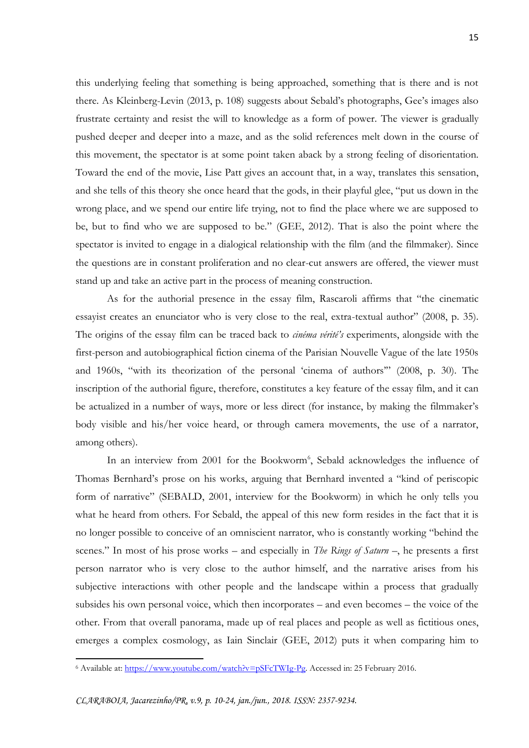this underlying feeling that something is being approached, something that is there and is not there. As Kleinberg-Levin (2013, p. 108) suggests about Sebald's photographs, Gee's images also frustrate certainty and resist the will to knowledge as a form of power. The viewer is gradually pushed deeper and deeper into a maze, and as the solid references melt down in the course of this movement, the spectator is at some point taken aback by a strong feeling of disorientation. Toward the end of the movie, Lise Patt gives an account that, in a way, translates this sensation, and she tells of this theory she once heard that the gods, in their playful glee, "put us down in the wrong place, and we spend our entire life trying, not to find the place where we are supposed to be, but to find who we are supposed to be." (GEE, 2012). That is also the point where the spectator is invited to engage in a dialogical relationship with the film (and the filmmaker). Since the questions are in constant proliferation and no clear-cut answers are offered, the viewer must stand up and take an active part in the process of meaning construction.

As for the authorial presence in the essay film, Rascaroli affirms that "the cinematic essayist creates an enunciator who is very close to the real, extra-textual author" (2008, p. 35). The origins of the essay film can be traced back to *cinéma vérité's* experiments, alongside with the first-person and autobiographical fiction cinema of the Parisian Nouvelle Vague of the late 1950s and 1960s, "with its theorization of the personal 'cinema of authors'" (2008, p. 30). The inscription of the authorial figure, therefore, constitutes a key feature of the essay film, and it can be actualized in a number of ways, more or less direct (for instance, by making the filmmaker's body visible and his/her voice heard, or through camera movements, the use of a narrator, among others).

In an interview from 2001 for the Bookworm[6], Sebald acknowledges the influence of Thomas Bernhard's prose on his works, arguing that Bernhard invented a "kind of periscopic form of narrative" (SEBALD, 2001, interview for the Bookworm) in which he only tells you what he heard from others. For Sebald, the appeal of this new form resides in the fact that it is no longer possible to conceive of an omniscient narrator, who is constantly working "behind the scenes." In most of his prose works – and especially in *The Rings of Saturn* –, he presents a first person narrator who is very close to the author himself, and the narrative arises from his subjective interactions with other people and the landscape within a process that gradually subsides his own personal voice, which then incorporates – and even becomes – the voice of the other. From that overall panorama, made up of real places and people as well as fictitious ones, emerges a complex cosmology, as Iain Sinclair (GEE, 2012) puts it when comparing him to

[6] Available at: https://www.youtube.com/watch?v=pSFcTWIg-Pg. Accessed in: 25 February 2016.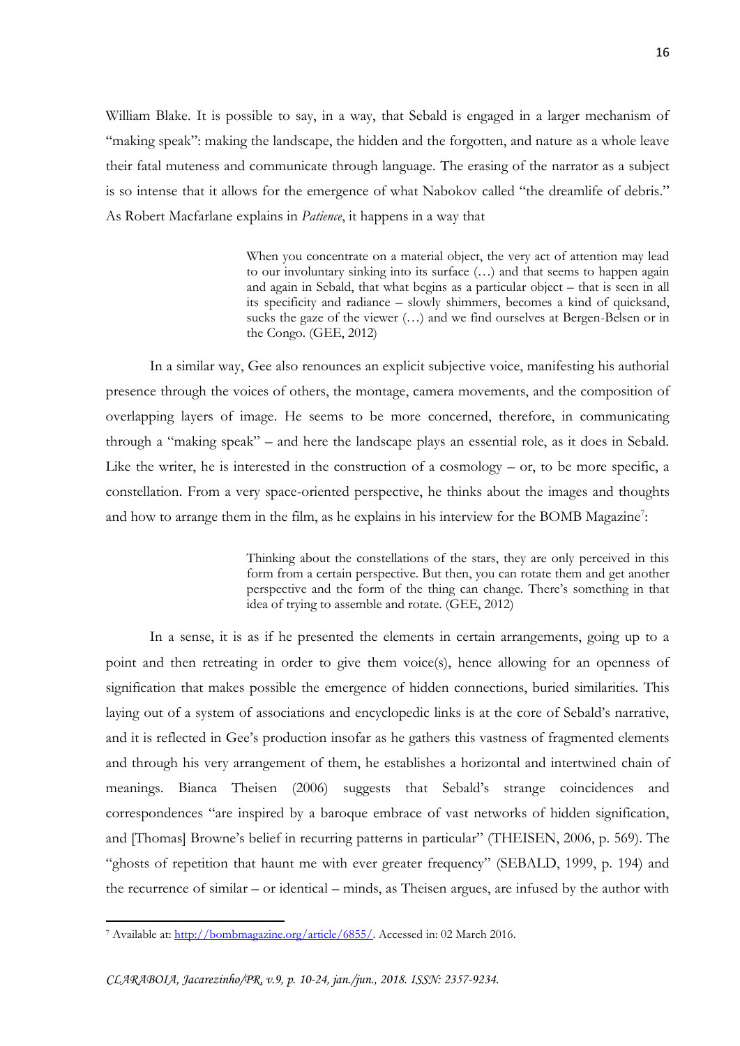William Blake. It is possible to say, in a way, that Sebald is engaged in a larger mechanism of "making speak": making the landscape, the hidden and the forgotten, and nature as a whole leave their fatal muteness and communicate through language. The erasing of the narrator as a subject is so intense that it allows for the emergence of what Nabokov called "the dreamlife of debris." As Robert Macfarlane explains in *Patience*, it happens in a way that

> When you concentrate on a material object, the very act of attention may lead to our involuntary sinking into its surface (…) and that seems to happen again and again in Sebald, that what begins as a particular object – that is seen in all its specificity and radiance – slowly shimmers, becomes a kind of quicksand, sucks the gaze of the viewer (…) and we find ourselves at Bergen-Belsen or in the Congo. (GEE, 2012)

In a similar way, Gee also renounces an explicit subjective voice, manifesting his authorial presence through the voices of others, the montage, camera movements, and the composition of overlapping layers of image. He seems to be more concerned, therefore, in communicating through a "making speak" – and here the landscape plays an essential role, as it does in Sebald. Like the writer, he is interested in the construction of a cosmology – or, to be more specific, a constellation. From a very space-oriented perspective, he thinks about the images and thoughts and how to arrange them in the film, as he explains in his interview for the BOMB Magazine[7]:

> Thinking about the constellations of the stars, they are only perceived in this form from a certain perspective. But then, you can rotate them and get another perspective and the form of the thing can change. There's something in that idea of trying to assemble and rotate. (GEE, 2012)

In a sense, it is as if he presented the elements in certain arrangements, going up to a point and then retreating in order to give them voice(s), hence allowing for an openness of signification that makes possible the emergence of hidden connections, buried similarities. This laying out of a system of associations and encyclopedic links is at the core of Sebald's narrative, and it is reflected in Gee's production insofar as he gathers this vastness of fragmented elements and through his very arrangement of them, he establishes a horizontal and intertwined chain of meanings. Bianca Theisen (2006) suggests that Sebald's strange coincidences and correspondences "are inspired by a baroque embrace of vast networks of hidden signification, and [Thomas] Browne's belief in recurring patterns in particular" (THEISEN, 2006, p. 569). The "ghosts of repetition that haunt me with ever greater frequency" (SEBALD, 1999, p. 194) and the recurrence of similar – or identical – minds, as Theisen argues, are infused by the author with

[7] Available at: http://bombmagazine.org/article/6855/. Accessed in: 02 March 2016.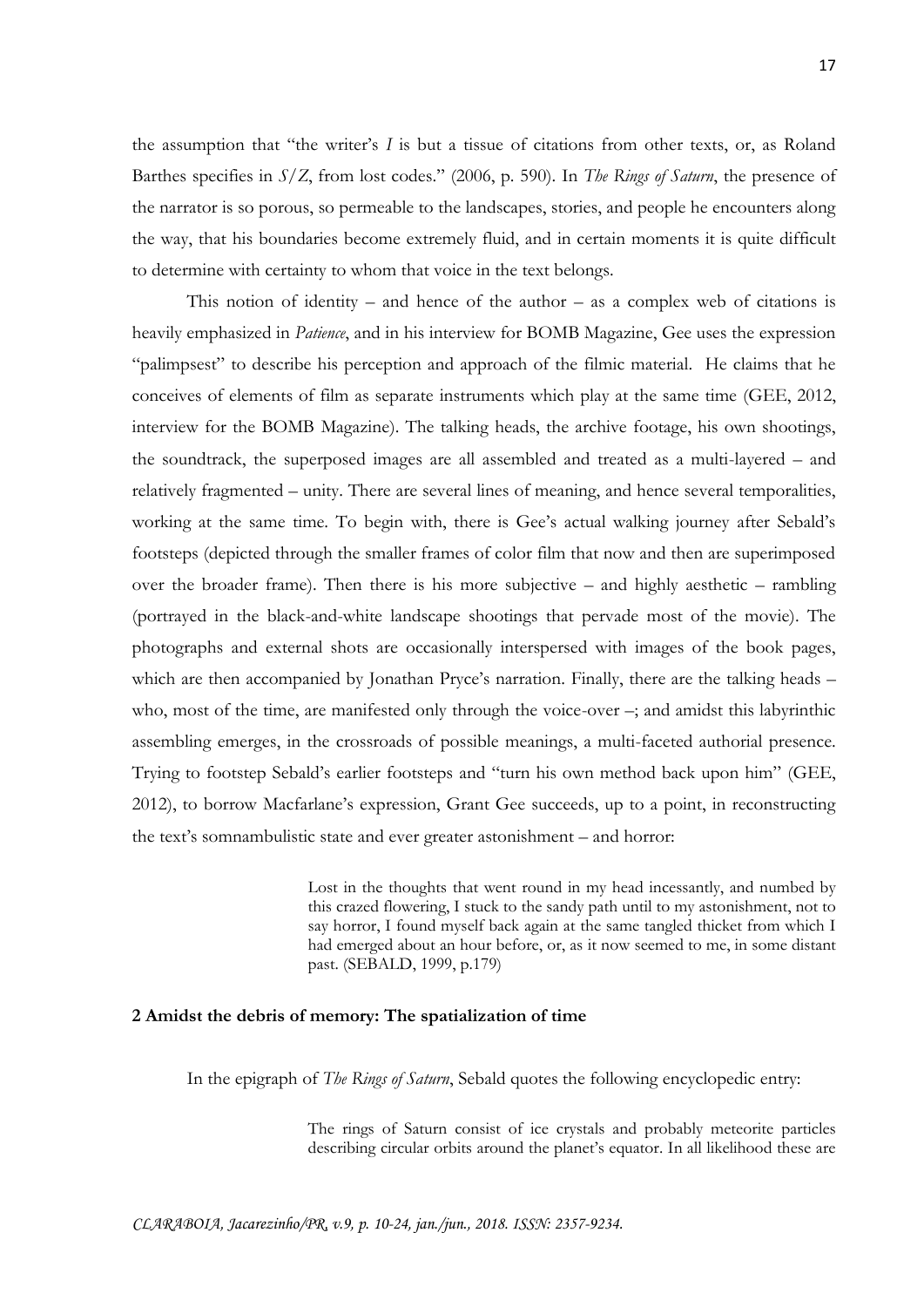the assumption that "the writer's *I* is but a tissue of citations from other texts, or, as Roland Barthes specifies in *S/Z*, from lost codes." (2006, p. 590). In *The Rings of Saturn*, the presence of the narrator is so porous, so permeable to the landscapes, stories, and people he encounters along the way, that his boundaries become extremely fluid, and in certain moments it is quite difficult to determine with certainty to whom that voice in the text belongs.

This notion of identity – and hence of the author – as a complex web of citations is heavily emphasized in *Patience*, and in his interview for BOMB Magazine, Gee uses the expression "palimpsest" to describe his perception and approach of the filmic material. He claims that he conceives of elements of film as separate instruments which play at the same time (GEE, 2012, interview for the BOMB Magazine). The talking heads, the archive footage, his own shootings, the soundtrack, the superposed images are all assembled and treated as a multi-layered – and relatively fragmented – unity. There are several lines of meaning, and hence several temporalities, working at the same time. To begin with, there is Gee's actual walking journey after Sebald's footsteps (depicted through the smaller frames of color film that now and then are superimposed over the broader frame). Then there is his more subjective – and highly aesthetic – rambling (portrayed in the black-and-white landscape shootings that pervade most of the movie). The photographs and external shots are occasionally interspersed with images of the book pages, which are then accompanied by Jonathan Pryce's narration. Finally, there are the talking heads – who, most of the time, are manifested only through the voice-over –; and amidst this labyrinthic assembling emerges, in the crossroads of possible meanings, a multi-faceted authorial presence. Trying to footstep Sebald's earlier footsteps and "turn his own method back upon him" (GEE, 2012), to borrow Macfarlane's expression, Grant Gee succeeds, up to a point, in reconstructing the text's somnambulistic state and ever greater astonishment – and horror:

> Lost in the thoughts that went round in my head incessantly, and numbed by this crazed flowering, I stuck to the sandy path until to my astonishment, not to say horror, I found myself back again at the same tangled thicket from which I had emerged about an hour before, or, as it now seemed to me, in some distant past. (SEBALD, 1999, p.179)

## 2 Amidst the debris of memory: The spatialization of time

In the epigraph of *The Rings of Saturn*, Sebald quotes the following encyclopedic entry:

> The rings of Saturn consist of ice crystals and probably meteorite particles describing circular orbits around the planet's equator. In all likelihood these are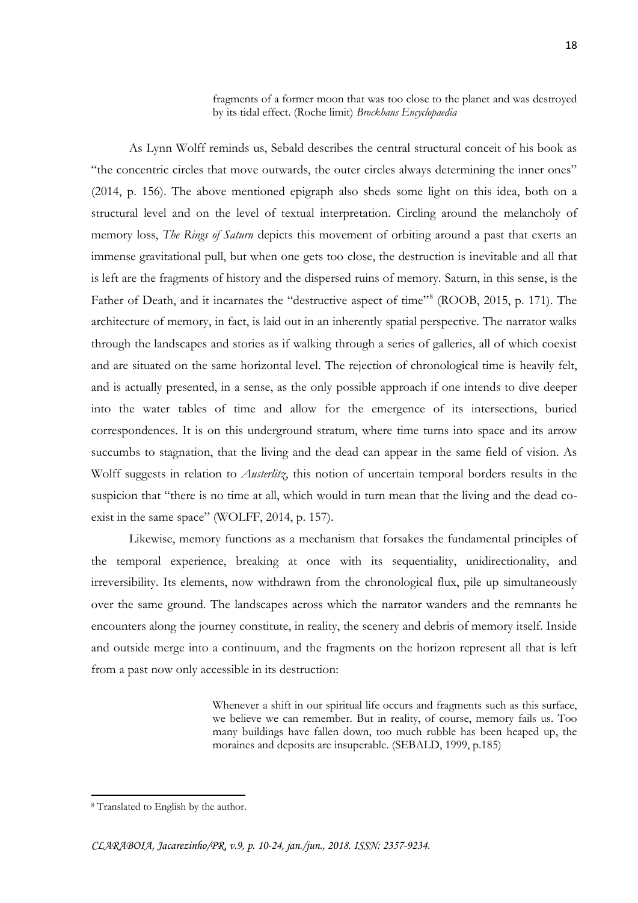> fragments of a former moon that was too close to the planet and was destroyed by its tidal effect. (Roche limit) *Brockhaus Encyclopaedia*

As Lynn Wolff reminds us, Sebald describes the central structural conceit of his book as "the concentric circles that move outwards, the outer circles always determining the inner ones" (2014, p. 156). The above mentioned epigraph also sheds some light on this idea, both on a structural level and on the level of textual interpretation. Circling around the melancholy of memory loss, *The Rings of Saturn* depicts this movement of orbiting around a past that exerts an immense gravitational pull, but when one gets too close, the destruction is inevitable and all that is left are the fragments of history and the dispersed ruins of memory. Saturn, in this sense, is the Father of Death, and it incarnates the "destructive aspect of time"[8] (ROOB, 2015, p. 171). The architecture of memory, in fact, is laid out in an inherently spatial perspective. The narrator walks through the landscapes and stories as if walking through a series of galleries, all of which coexist and are situated on the same horizontal level. The rejection of chronological time is heavily felt, and is actually presented, in a sense, as the only possible approach if one intends to dive deeper into the water tables of time and allow for the emergence of its intersections, buried correspondences. It is on this underground stratum, where time turns into space and its arrow succumbs to stagnation, that the living and the dead can appear in the same field of vision. As Wolff suggests in relation to *Austerlitz*, this notion of uncertain temporal borders results in the suspicion that "there is no time at all, which would in turn mean that the living and the dead co-exist in the same space" (WOLFF, 2014, p. 157).

Likewise, memory functions as a mechanism that forsakes the fundamental principles of the temporal experience, breaking at once with its sequentiality, unidirectionality, and irreversibility. Its elements, now withdrawn from the chronological flux, pile up simultaneously over the same ground. The landscapes across which the narrator wanders and the remnants he encounters along the journey constitute, in reality, the scenery and debris of memory itself. Inside and outside merge into a continuum, and the fragments on the horizon represent all that is left from a past now only accessible in its destruction:

> Whenever a shift in our spiritual life occurs and fragments such as this surface, we believe we can remember. But in reality, of course, memory fails us. Too many buildings have fallen down, too much rubble has been heaped up, the moraines and deposits are insuperable. (SEBALD, 1999, p.185)

[8] Translated to English by the author.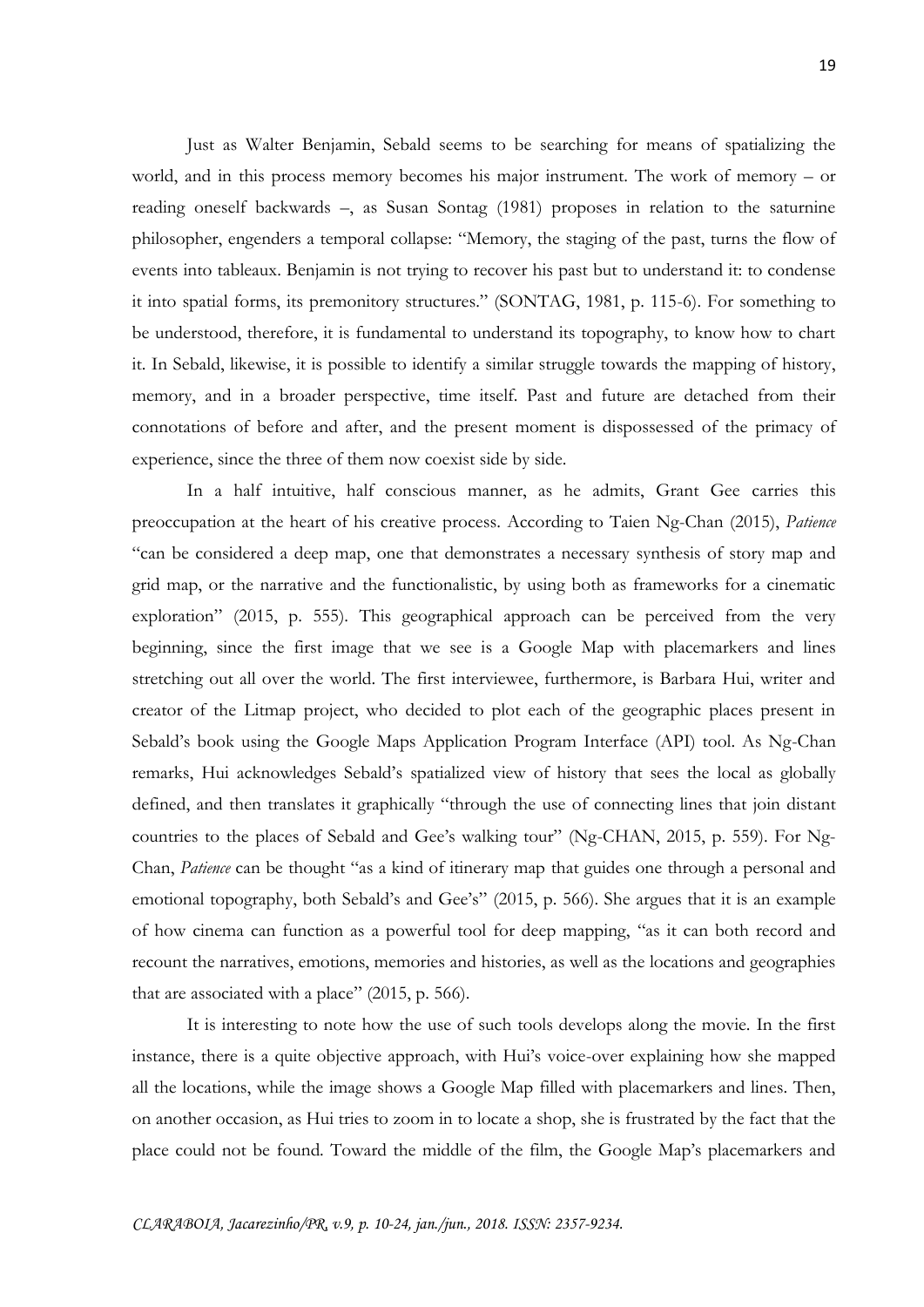Just as Walter Benjamin, Sebald seems to be searching for means of spatializing the world, and in this process memory becomes his major instrument. The work of memory – or reading oneself backwards –, as Susan Sontag (1981) proposes in relation to the saturnine philosopher, engenders a temporal collapse: "Memory, the staging of the past, turns the flow of events into tableaux. Benjamin is not trying to recover his past but to understand it: to condense it into spatial forms, its premonitory structures." (SONTAG, 1981, p. 115-6). For something to be understood, therefore, it is fundamental to understand its topography, to know how to chart it. In Sebald, likewise, it is possible to identify a similar struggle towards the mapping of history, memory, and in a broader perspective, time itself. Past and future are detached from their connotations of before and after, and the present moment is dispossessed of the primacy of experience, since the three of them now coexist side by side.

In a half intuitive, half conscious manner, as he admits, Grant Gee carries this preoccupation at the heart of his creative process. According to Taien Ng-Chan (2015), *Patience* "can be considered a deep map, one that demonstrates a necessary synthesis of story map and grid map, or the narrative and the functionalistic, by using both as frameworks for a cinematic exploration" (2015, p. 555). This geographical approach can be perceived from the very beginning, since the first image that we see is a Google Map with placemarkers and lines stretching out all over the world. The first interviewee, furthermore, is Barbara Hui, writer and creator of the Litmap project, who decided to plot each of the geographic places present in Sebald's book using the Google Maps Application Program Interface (API) tool. As Ng-Chan remarks, Hui acknowledges Sebald's spatialized view of history that sees the local as globally defined, and then translates it graphically "through the use of connecting lines that join distant countries to the places of Sebald and Gee's walking tour" (Ng-CHAN, 2015, p. 559). For Ng-Chan, *Patience* can be thought "as a kind of itinerary map that guides one through a personal and emotional topography, both Sebald's and Gee's" (2015, p. 566). She argues that it is an example of how cinema can function as a powerful tool for deep mapping, "as it can both record and recount the narratives, emotions, memories and histories, as well as the locations and geographies that are associated with a place" (2015, p. 566).

It is interesting to note how the use of such tools develops along the movie. In the first instance, there is a quite objective approach, with Hui's voice-over explaining how she mapped all the locations, while the image shows a Google Map filled with placemarkers and lines. Then, on another occasion, as Hui tries to zoom in to locate a shop, she is frustrated by the fact that the place could not be found. Toward the middle of the film, the Google Map's placemarkers and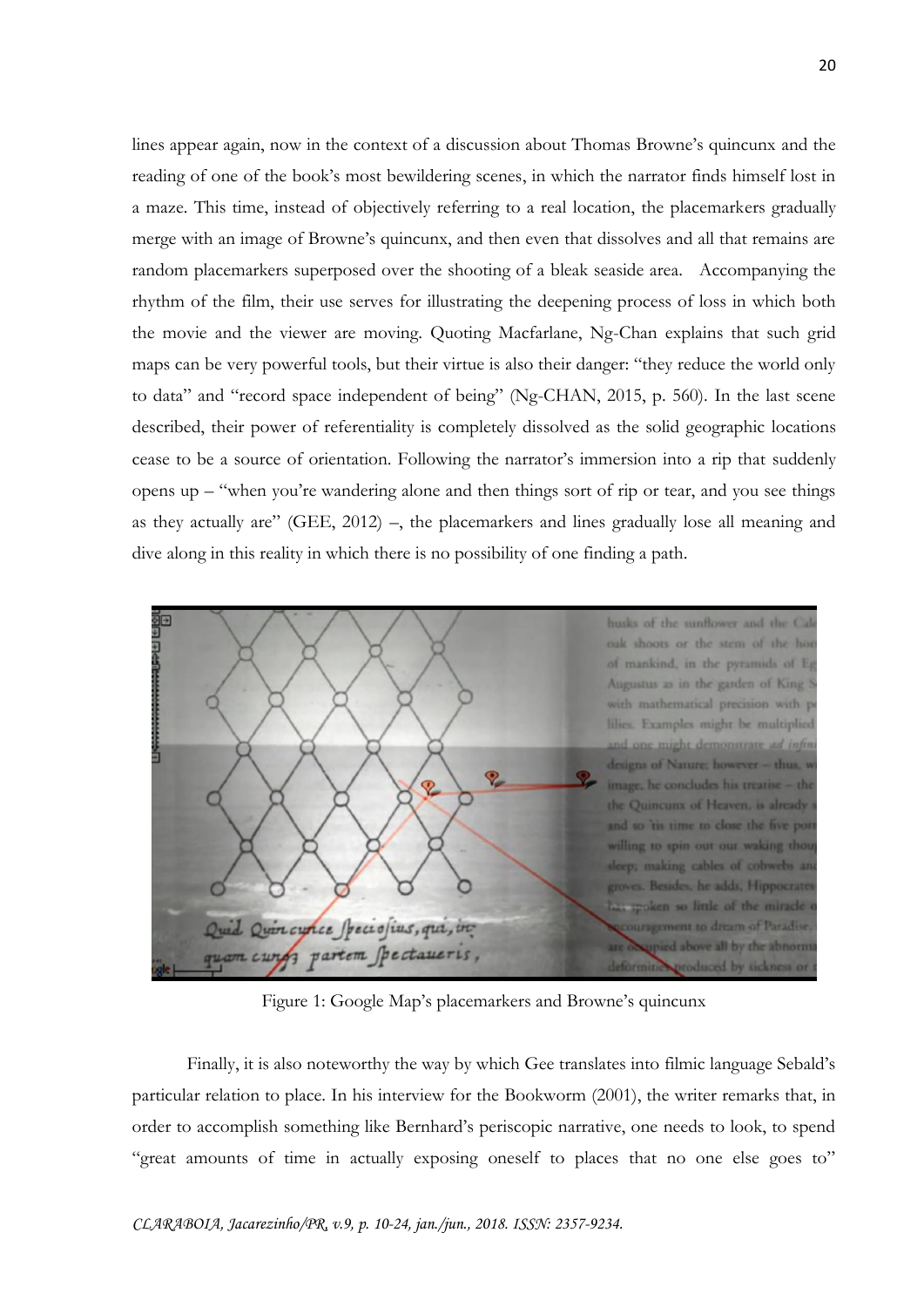lines appear again, now in the context of a discussion about Thomas Browne's quincunx and the reading of one of the book's most bewildering scenes, in which the narrator finds himself lost in a maze. This time, instead of objectively referring to a real location, the placemarkers gradually merge with an image of Browne's quincunx, and then even that dissolves and all that remains are random placemarkers superposed over the shooting of a bleak seaside area. Accompanying the rhythm of the film, their use serves for illustrating the deepening process of loss in which both the movie and the viewer are moving. Quoting Macfarlane, Ng-Chan explains that such grid maps can be very powerful tools, but their virtue is also their danger: "they reduce the world only to data" and "record space independent of being" (Ng-CHAN, 2015, p. 560). In the last scene described, their power of referentiality is completely dissolved as the solid geographic locations cease to be a source of orientation. Following the narrator's immersion into a rip that suddenly opens up – "when you're wandering alone and then things sort of rip or tear, and you see things as they actually are" (GEE, 2012) –, the placemarkers and lines gradually lose all meaning and dive along in this reality in which there is no possibility of one finding a path.

Figure 1: Google Map's placemarkers and Browne's quincunx

Finally, it is also noteworthy the way by which Gee translates into filmic language Sebald's particular relation to place. In his interview for the Bookworm (2001), the writer remarks that, in order to accomplish something like Bernhard's periscopic narrative, one needs to look, to spend "great amounts of time in actually exposing oneself to places that no one else goes to"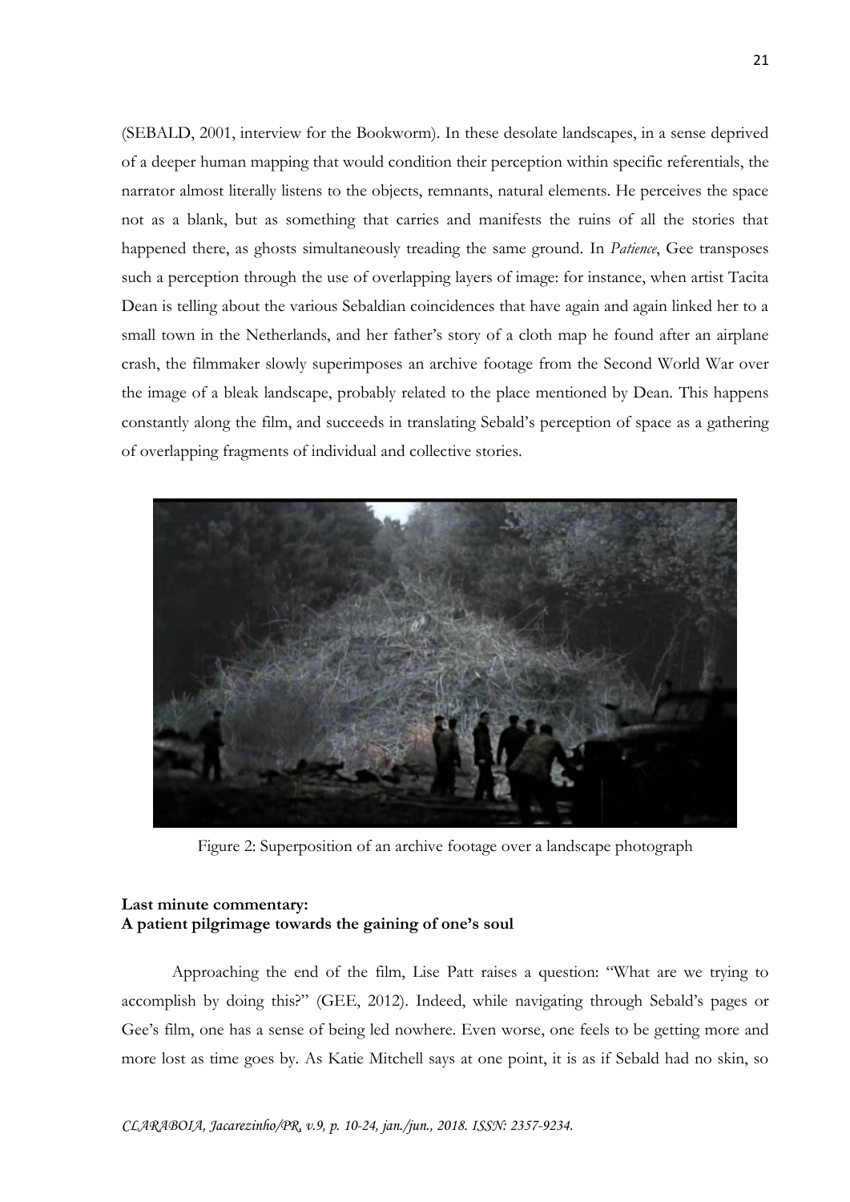(SEBALD, 2001, interview for the Bookworm). In these desolate landscapes, in a sense deprived of a deeper human mapping that would condition their perception within specific referentials, the narrator almost literally listens to the objects, remnants, natural elements. He perceives the space not as a blank, but as something that carries and manifests the ruins of all the stories that happened there, as ghosts simultaneously treading the same ground. In *Patience*, Gee transposes such a perception through the use of overlapping layers of image: for instance, when artist Tacita Dean is telling about the various Sebaldian coincidences that have again and again linked her to a small town in the Netherlands, and her father's story of a cloth map he found after an airplane crash, the filmmaker slowly superimposes an archive footage from the Second World War over the image of a bleak landscape, probably related to the place mentioned by Dean. This happens constantly along the film, and succeeds in translating Sebald's perception of space as a gathering of overlapping fragments of individual and collective stories.

Figure 2: Superposition of an archive footage over a landscape photograph

**Last minute commentary:**
**A patient pilgrimage towards the gaining of one's soul**

Approaching the end of the film, Lise Patt raises a question: "What are we trying to accomplish by doing this?" (GEE, 2012). Indeed, while navigating through Sebald's pages or Gee's film, one has a sense of being led nowhere. Even worse, one feels to be getting more and more lost as time goes by. As Katie Mitchell says at one point, it is as if Sebald had no skin, so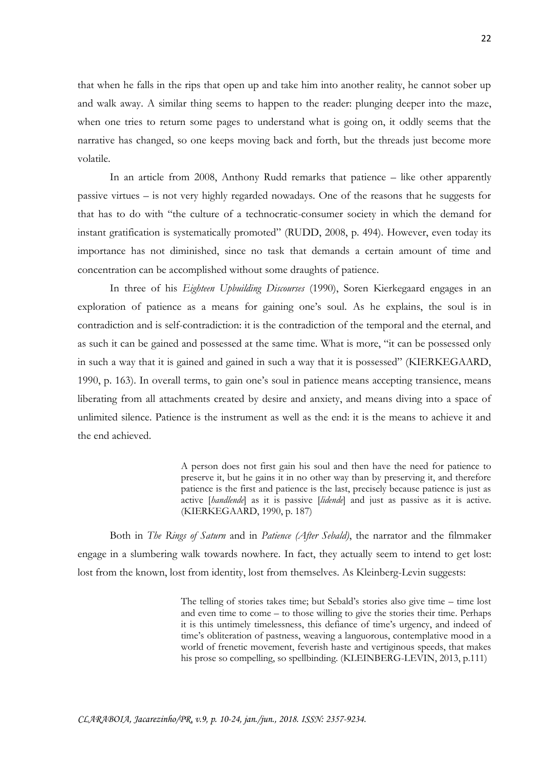that when he falls in the rips that open up and take him into another reality, he cannot sober up and walk away. A similar thing seems to happen to the reader: plunging deeper into the maze, when one tries to return some pages to understand what is going on, it oddly seems that the narrative has changed, so one keeps moving back and forth, but the threads just become more volatile.

In an article from 2008, Anthony Rudd remarks that patience – like other apparently passive virtues – is not very highly regarded nowadays. One of the reasons that he suggests for that has to do with "the culture of a technocratic-consumer society in which the demand for instant gratification is systematically promoted" (RUDD, 2008, p. 494). However, even today its importance has not diminished, since no task that demands a certain amount of time and concentration can be accomplished without some draughts of patience.

In three of his *Eighteen Upbuilding Discourses* (1990), Soren Kierkegaard engages in an exploration of patience as a means for gaining one's soul. As he explains, the soul is in contradiction and is self-contradiction: it is the contradiction of the temporal and the eternal, and as such it can be gained and possessed at the same time. What is more, "it can be possessed only in such a way that it is gained and gained in such a way that it is possessed" (KIERKEGAARD, 1990, p. 163). In overall terms, to gain one's soul in patience means accepting transience, means liberating from all attachments created by desire and anxiety, and means diving into a space of unlimited silence. Patience is the instrument as well as the end: it is the means to achieve it and the end achieved.

> A person does not first gain his soul and then have the need for patience to preserve it, but he gains it in no other way than by preserving it, and therefore patience is the first and patience is the last, precisely because patience is just as active [*handlende*] as it is passive [*lidende*] and just as passive as it is active. (KIERKEGAARD, 1990, p. 187)

Both in *The Rings of Saturn* and in *Patience (After Sebald)*, the narrator and the filmmaker engage in a slumbering walk towards nowhere. In fact, they actually seem to intend to get lost: lost from the known, lost from identity, lost from themselves. As Kleinberg-Levin suggests:

> The telling of stories takes time; but Sebald's stories also give time – time lost and even time to come – to those willing to give the stories their time. Perhaps it is this untimely timelessness, this defiance of time's urgency, and indeed of time's obliteration of pastness, weaving a languorous, contemplative mood in a world of frenetic movement, feverish haste and vertiginous speeds, that makes his prose so compelling, so spellbinding. (KLEINBERG-LEVIN, 2013, p.111)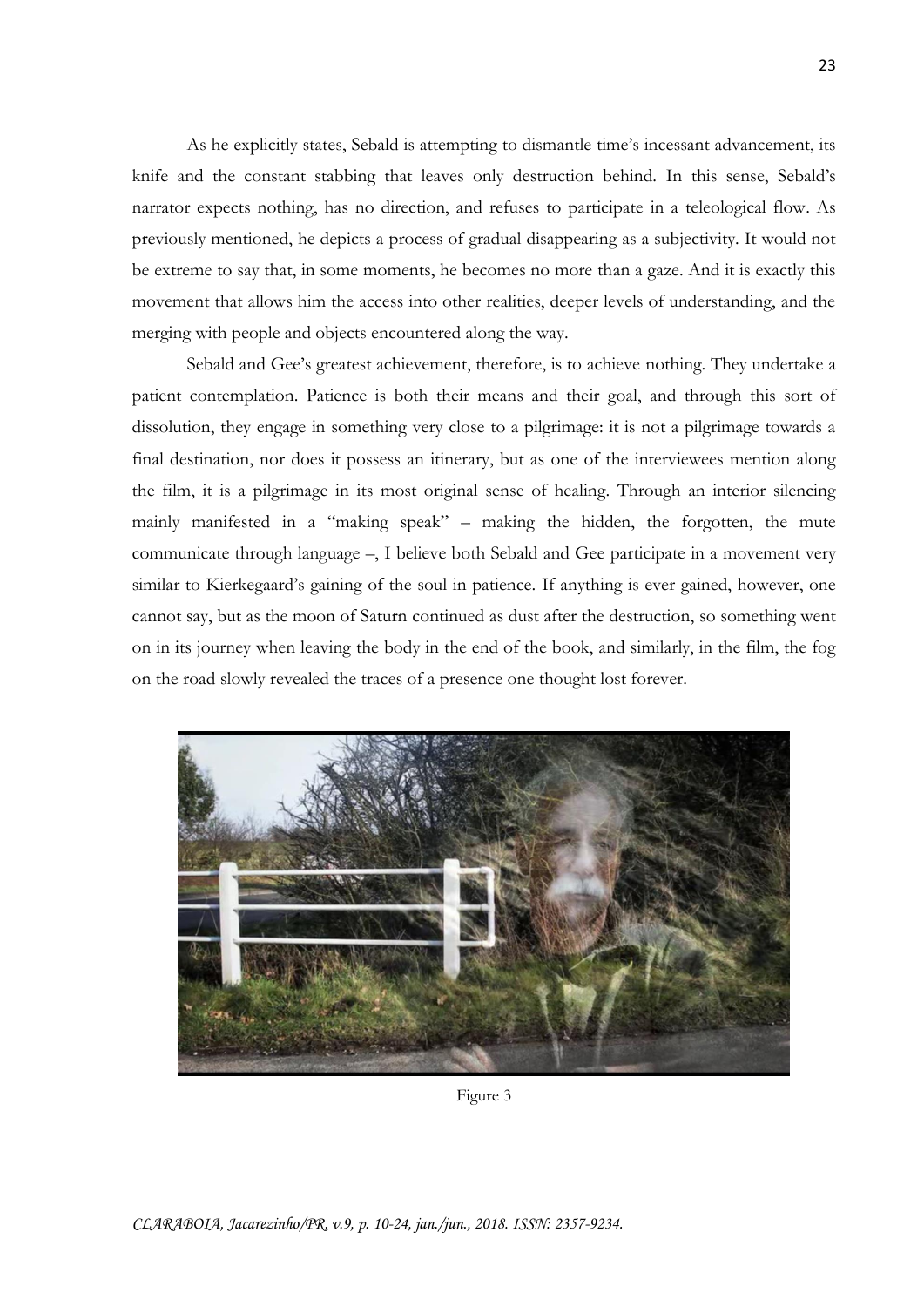As he explicitly states, Sebald is attempting to dismantle time's incessant advancement, its knife and the constant stabbing that leaves only destruction behind. In this sense, Sebald's narrator expects nothing, has no direction, and refuses to participate in a teleological flow. As previously mentioned, he depicts a process of gradual disappearing as a subjectivity. It would not be extreme to say that, in some moments, he becomes no more than a gaze. And it is exactly this movement that allows him the access into other realities, deeper levels of understanding, and the merging with people and objects encountered along the way.

Sebald and Gee's greatest achievement, therefore, is to achieve nothing. They undertake a patient contemplation. Patience is both their means and their goal, and through this sort of dissolution, they engage in something very close to a pilgrimage: it is not a pilgrimage towards a final destination, nor does it possess an itinerary, but as one of the interviewees mention along the film, it is a pilgrimage in its most original sense of healing. Through an interior silencing mainly manifested in a "making speak" – making the hidden, the forgotten, the mute communicate through language –, I believe both Sebald and Gee participate in a movement very similar to Kierkegaard's gaining of the soul in patience. If anything is ever gained, however, one cannot say, but as the moon of Saturn continued as dust after the destruction, so something went on in its journey when leaving the body in the end of the book, and similarly, in the film, the fog on the road slowly revealed the traces of a presence one thought lost forever.

Figure 3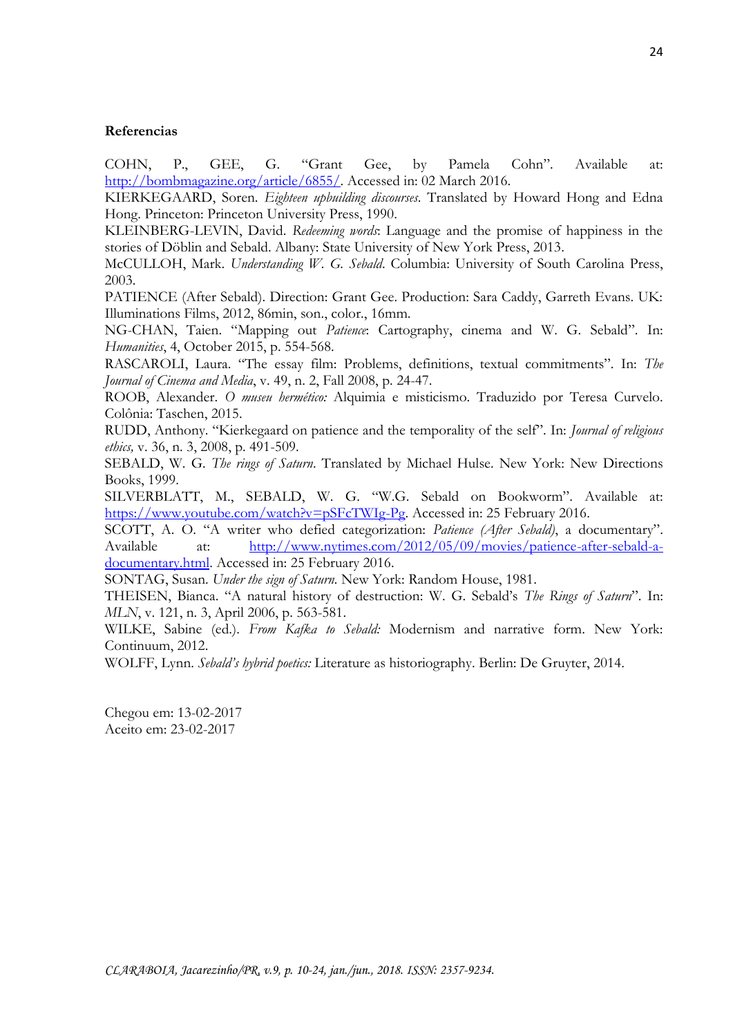**Referencias**

COHN, P., GEE, G. "Grant Gee, by Pamela Cohn". Available at: http://bombmagazine.org/article/6855/. Accessed in: 02 March 2016.

KIERKEGAARD, Soren. *Eighteen upbuilding discourses*. Translated by Howard Hong and Edna Hong. Princeton: Princeton University Press, 1990.

KLEINBERG-LEVIN, David. *Redeeming words*: Language and the promise of happiness in the stories of Döblin and Sebald. Albany: State University of New York Press, 2013.

McCULLOH, Mark. *Understanding W. G. Sebald*. Columbia: University of South Carolina Press, 2003.

PATIENCE (After Sebald). Direction: Grant Gee. Production: Sara Caddy, Garreth Evans. UK: Illuminations Films, 2012, 86min, son., color., 16mm.

NG-CHAN, Taien. "Mapping out *Patience*: Cartography, cinema and W. G. Sebald". In: *Humanities*, 4, October 2015, p. 554-568.

RASCAROLI, Laura. "The essay film: Problems, definitions, textual commitments". In: *The Journal of Cinema and Media*, v. 49, n. 2, Fall 2008, p. 24-47.

ROOB, Alexander. *O museu hermético:* Alquimia e misticismo. Traduzido por Teresa Curvelo. Colônia: Taschen, 2015.

RUDD, Anthony. "Kierkegaard on patience and the temporality of the self". In: *Journal of religious ethics,* v. 36, n. 3, 2008, p. 491-509.

SEBALD, W. G. *The rings of Saturn*. Translated by Michael Hulse. New York: New Directions Books, 1999.

SILVERBLATT, M., SEBALD, W. G. "W.G. Sebald on Bookworm". Available at: https://www.youtube.com/watch?v=pSFcTWIg-Pg. Accessed in: 25 February 2016.

SCOTT, A. O. "A writer who defied categorization: *Patience (After Sebald)*, a documentary". Available at: http://www.nytimes.com/2012/05/09/movies/patience-after-sebald-a-documentary.html. Accessed in: 25 February 2016.

SONTAG, Susan. *Under the sign of Saturn*. New York: Random House, 1981.

THEISEN, Bianca. "A natural history of destruction: W. G. Sebald's *The Rings of Saturn*". In: *MLN*, v. 121, n. 3, April 2006, p. 563-581.

WILKE, Sabine (ed.). *From Kafka to Sebald:* Modernism and narrative form. New York: Continuum, 2012.

WOLFF, Lynn. *Sebald's hybrid poetics:* Literature as historiography. Berlin: De Gruyter, 2014.

Chegou em: 13-02-2017
Aceito em: 23-02-2017